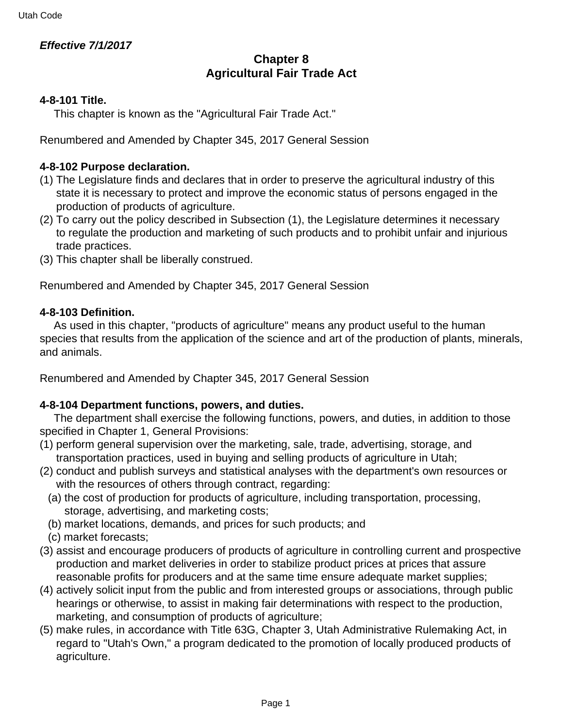*Effective 7/1/2017*

# Chapter 8
# Agricultural Fair Trade Act

### 4-8-101 Title.

This chapter is known as the "Agricultural Fair Trade Act."

Renumbered and Amended by Chapter 345, 2017 General Session

### 4-8-102 Purpose declaration.

(1) The Legislature finds and declares that in order to preserve the agricultural industry of this state it is necessary to protect and improve the economic status of persons engaged in the production of products of agriculture.

(2) To carry out the policy described in Subsection (1), the Legislature determines it necessary to regulate the production and marketing of such products and to prohibit unfair and injurious trade practices.

(3) This chapter shall be liberally construed.

Renumbered and Amended by Chapter 345, 2017 General Session

### 4-8-103 Definition.

As used in this chapter, "products of agriculture" means any product useful to the human species that results from the application of the science and art of the production of plants, minerals, and animals.

Renumbered and Amended by Chapter 345, 2017 General Session

### 4-8-104 Department functions, powers, and duties.

The department shall exercise the following functions, powers, and duties, in addition to those specified in Chapter 1, General Provisions:

(1) perform general supervision over the marketing, sale, trade, advertising, storage, and transportation practices, used in buying and selling products of agriculture in Utah;

(2) conduct and publish surveys and statistical analyses with the department's own resources or with the resources of others through contract, regarding:

  (a) the cost of production for products of agriculture, including transportation, processing, storage, advertising, and marketing costs;

  (b) market locations, demands, and prices for such products; and

  (c) market forecasts;

(3) assist and encourage producers of products of agriculture in controlling current and prospective production and market deliveries in order to stabilize product prices at prices that assure reasonable profits for producers and at the same time ensure adequate market supplies;

(4) actively solicit input from the public and from interested groups or associations, through public hearings or otherwise, to assist in making fair determinations with respect to the production, marketing, and consumption of products of agriculture;

(5) make rules, in accordance with Title 63G, Chapter 3, Utah Administrative Rulemaking Act, in regard to "Utah's Own," a program dedicated to the promotion of locally produced products of agriculture.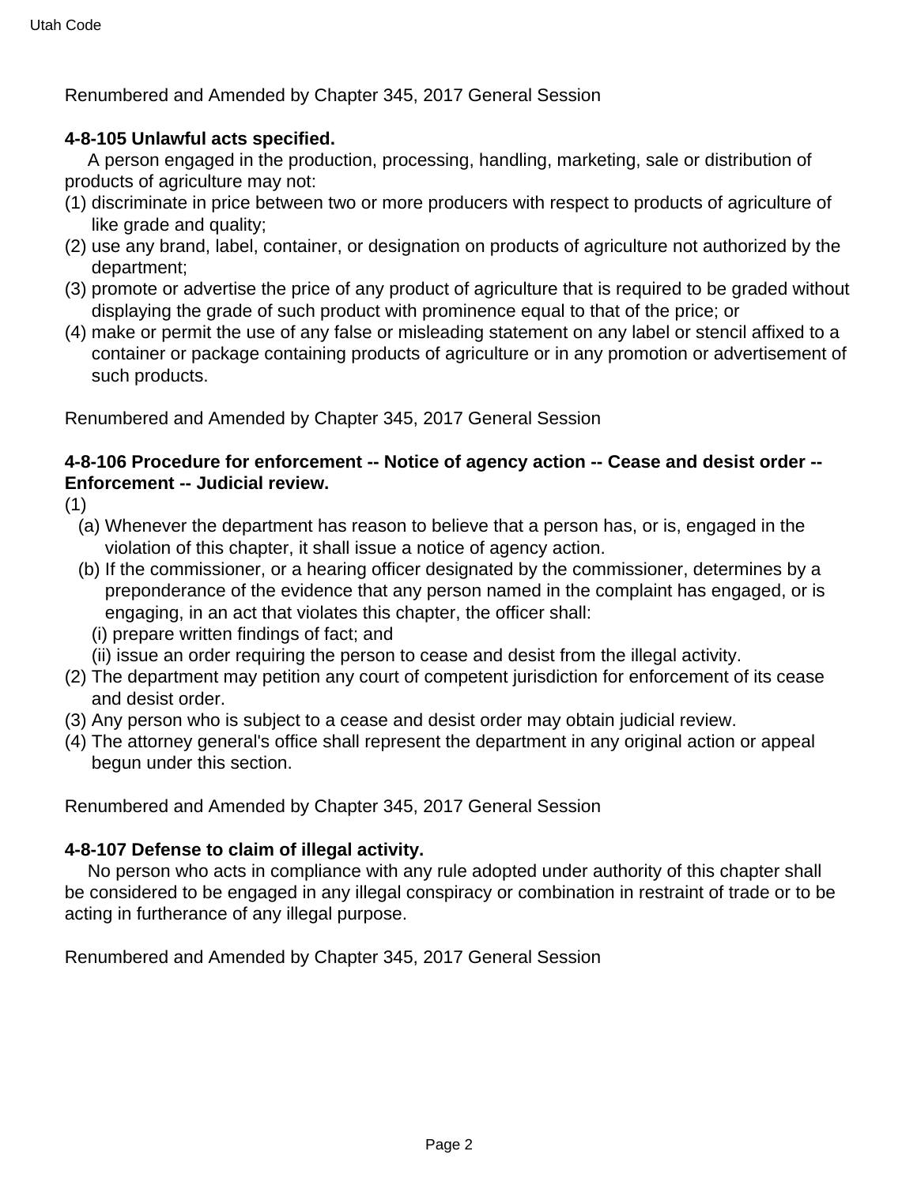Renumbered and Amended by Chapter 345, 2017 General Session

**4-8-105 Unlawful acts specified.**

A person engaged in the production, processing, handling, marketing, sale or distribution of products of agriculture may not:

(1) discriminate in price between two or more producers with respect to products of agriculture of like grade and quality;

(2) use any brand, label, container, or designation on products of agriculture not authorized by the department;

(3) promote or advertise the price of any product of agriculture that is required to be graded without displaying the grade of such product with prominence equal to that of the price; or

(4) make or permit the use of any false or misleading statement on any label or stencil affixed to a container or package containing products of agriculture or in any promotion or advertisement of such products.

Renumbered and Amended by Chapter 345, 2017 General Session

**4-8-106 Procedure for enforcement -- Notice of agency action -- Cease and desist order -- Enforcement -- Judicial review.**

(1)

(a) Whenever the department has reason to believe that a person has, or is, engaged in the violation of this chapter, it shall issue a notice of agency action.

(b) If the commissioner, or a hearing officer designated by the commissioner, determines by a preponderance of the evidence that any person named in the complaint has engaged, or is engaging, in an act that violates this chapter, the officer shall:

(i) prepare written findings of fact; and

(ii) issue an order requiring the person to cease and desist from the illegal activity.

(2) The department may petition any court of competent jurisdiction for enforcement of its cease and desist order.

(3) Any person who is subject to a cease and desist order may obtain judicial review.

(4) The attorney general's office shall represent the department in any original action or appeal begun under this section.

Renumbered and Amended by Chapter 345, 2017 General Session

**4-8-107 Defense to claim of illegal activity.**

No person who acts in compliance with any rule adopted under authority of this chapter shall be considered to be engaged in any illegal conspiracy or combination in restraint of trade or to be acting in furtherance of any illegal purpose.

Renumbered and Amended by Chapter 345, 2017 General Session